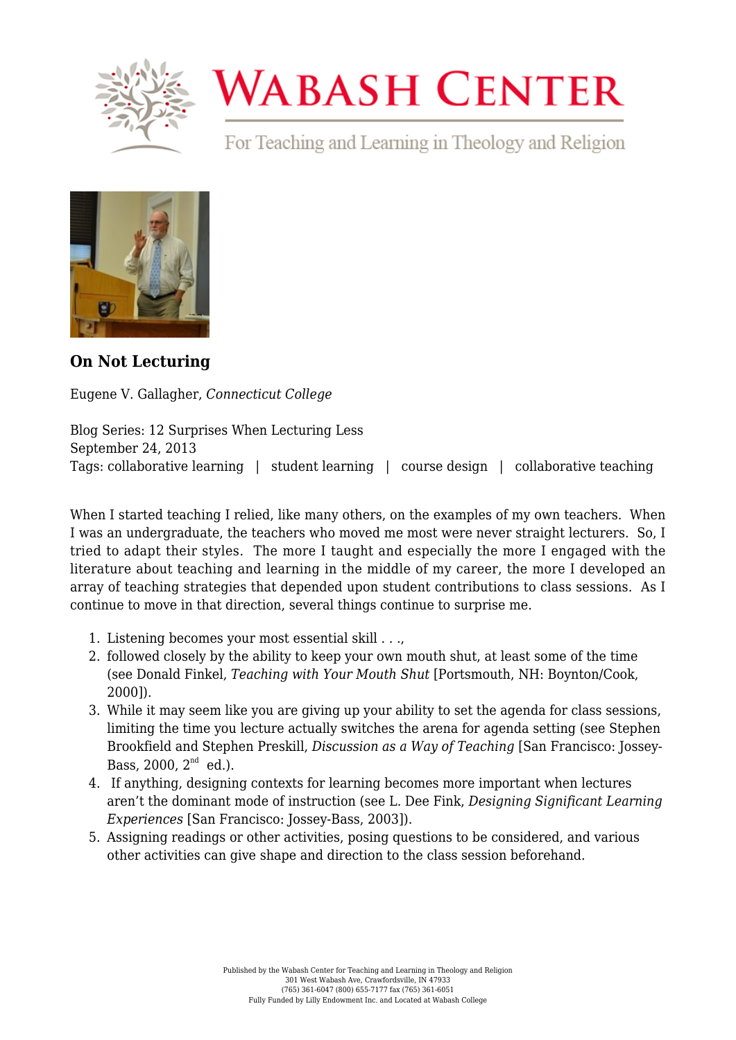# WABASH CENTER

For Teaching and Learning in Theology and Religion

## On Not Lecturing

Eugene V. Gallagher, *Connecticut College*

Blog Series: 12 Surprises When Lecturing Less
September 24, 2013
Tags: collaborative learning | student learning | course design | collaborative teaching

When I started teaching I relied, like many others, on the examples of my own teachers. When I was an undergraduate, the teachers who moved me most were never straight lecturers. So, I tried to adapt their styles. The more I taught and especially the more I engaged with the literature about teaching and learning in the middle of my career, the more I developed an array of teaching strategies that depended upon student contributions to class sessions. As I continue to move in that direction, several things continue to surprise me.

1. Listening becomes your most essential skill . . .,
2. followed closely by the ability to keep your own mouth shut, at least some of the time (see Donald Finkel, *Teaching with Your Mouth Shut* [Portsmouth, NH: Boynton/Cook, 2000]).
3. While it may seem like you are giving up your ability to set the agenda for class sessions, limiting the time you lecture actually switches the arena for agenda setting (see Stephen Brookfield and Stephen Preskill, *Discussion as a Way of Teaching* [San Francisco: Jossey-Bass, 2000, 2nd ed.).
4. If anything, designing contexts for learning becomes more important when lectures aren't the dominant mode of instruction (see L. Dee Fink, *Designing Significant Learning Experiences* [San Francisco: Jossey-Bass, 2003]).
5. Assigning readings or other activities, posing questions to be considered, and various other activities can give shape and direction to the class session beforehand.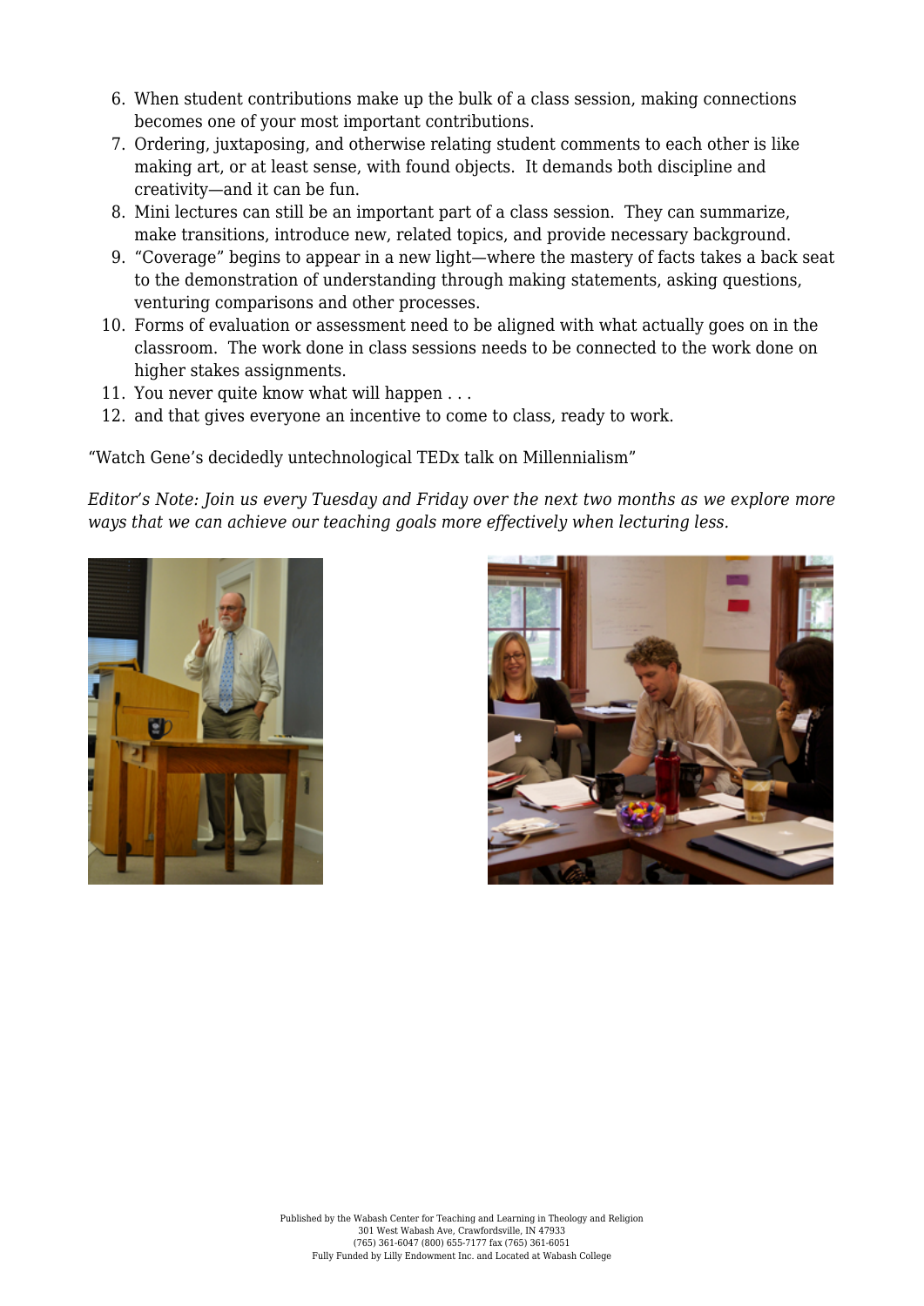6. When student contributions make up the bulk of a class session, making connections becomes one of your most important contributions.
7. Ordering, juxtaposing, and otherwise relating student comments to each other is like making art, or at least sense, with found objects. It demands both discipline and creativity—and it can be fun.
8. Mini lectures can still be an important part of a class session. They can summarize, make transitions, introduce new, related topics, and provide necessary background.
9. "Coverage" begins to appear in a new light—where the mastery of facts takes a back seat to the demonstration of understanding through making statements, asking questions, venturing comparisons and other processes.
10. Forms of evaluation or assessment need to be aligned with what actually goes on in the classroom. The work done in class sessions needs to be connected to the work done on higher stakes assignments.
11. You never quite know what will happen . . .
12. and that gives everyone an incentive to come to class, ready to work.

"Watch Gene's decidedly untechnological TEDx talk on Millennialism"

*Editor's Note: Join us every Tuesday and Friday over the next two months as we explore more ways that we can achieve our teaching goals more effectively when lecturing less.*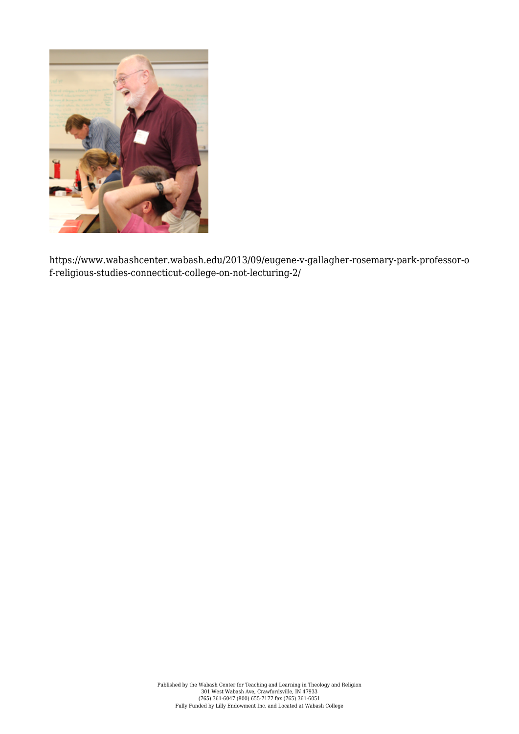https://www.wabashcenter.wabash.edu/2013/09/eugene-v-gallagher-rosemary-park-professor-of-religious-studies-connecticut-college-on-not-lecturing-2/